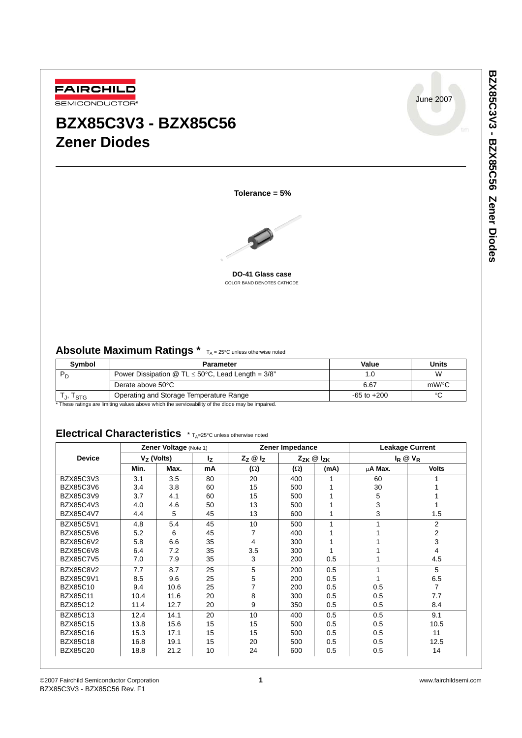FAIRCHILD SEMICONDUCTOR®

June 2007

# BZX85C3V3 - BZX85C56
# Zener Diodes

**Tolerance = 5%**

**DO-41 Glass case**
COLOR BAND DENOTES CATHODE

## Absolute Maximum Ratings * $T_A$ = 25°C unless otherwise noted

| Symbol | Parameter | Value | Units |
|---|---|---|---|
| $P_D$ | Power Dissipation @ TL ≤ 50°C, Lead Length = 3/8" | 1.0 | W |
| | Derate above 50°C | 6.67 | mW/°C |
| $T_J$, $T_{STG}$ | Operating and Storage Temperature Range | -65 to +200 | °C |

\* These ratings are limiting values above which the serviceability of the diode may be impaired.

## Electrical Characteristics * $T_A$=25°C unless otherwise noted

| Device | Zener Voltage (Note 1) | | | Zener Impedance | | | Leakage Current | |
|---|---|---|---|---|---|---|---|---|
| | $V_Z$ (Volts) | | $I_Z$ | $Z_Z$ @ $I_Z$ | $Z_{ZK}$ @ $I_{ZK}$ | | $I_R$ @ $V_R$ | |
| | Min. | Max. | mA | (Ω) | (Ω) | (mA) | μA Max. | Volts |
| BZX85C3V3 | 3.1 | 3.5 | 80 | 20 | 400 | 1 | 60 | 1 |
| BZX85C3V6 | 3.4 | 3.8 | 60 | 15 | 500 | 1 | 30 | 1 |
| BZX85C3V9 | 3.7 | 4.1 | 60 | 15 | 500 | 1 | 5 | 1 |
| BZX85C4V3 | 4.0 | 4.6 | 50 | 13 | 500 | 1 | 3 | 1 |
| BZX85C4V7 | 4.4 | 5 | 45 | 13 | 600 | 1 | 3 | 1.5 |
| BZX85C5V1 | 4.8 | 5.4 | 45 | 10 | 500 | 1 | 1 | 2 |
| BZX85C5V6 | 5.2 | 6 | 45 | 7 | 400 | 1 | 1 | 2 |
| BZX85C6V2 | 5.8 | 6.6 | 35 | 4 | 300 | 1 | 1 | 3 |
| BZX85C6V8 | 6.4 | 7.2 | 35 | 3.5 | 300 | 1 | 1 | 4 |
| BZX85C7V5 | 7.0 | 7.9 | 35 | 3 | 200 | 0.5 | 1 | 4.5 |
| BZX85C8V2 | 7.7 | 8.7 | 25 | 5 | 200 | 0.5 | 1 | 5 |
| BZX85C9V1 | 8.5 | 9.6 | 25 | 5 | 200 | 0.5 | 1 | 6.5 |
| BZX85C10 | 9.4 | 10.6 | 25 | 7 | 200 | 0.5 | 0.5 | 7 |
| BZX85C11 | 10.4 | 11.6 | 20 | 8 | 300 | 0.5 | 0.5 | 7.7 |
| BZX85C12 | 11.4 | 12.7 | 20 | 9 | 350 | 0.5 | 0.5 | 8.4 |
| BZX85C13 | 12.4 | 14.1 | 20 | 10 | 400 | 0.5 | 0.5 | 9.1 |
| BZX85C15 | 13.8 | 15.6 | 15 | 15 | 500 | 0.5 | 0.5 | 10.5 |
| BZX85C16 | 15.3 | 17.1 | 15 | 15 | 500 | 0.5 | 0.5 | 11 |
| BZX85C18 | 16.8 | 19.1 | 15 | 20 | 500 | 0.5 | 0.5 | 12.5 |
| BZX85C20 | 18.8 | 21.2 | 10 | 24 | 600 | 0.5 | 0.5 | 14 |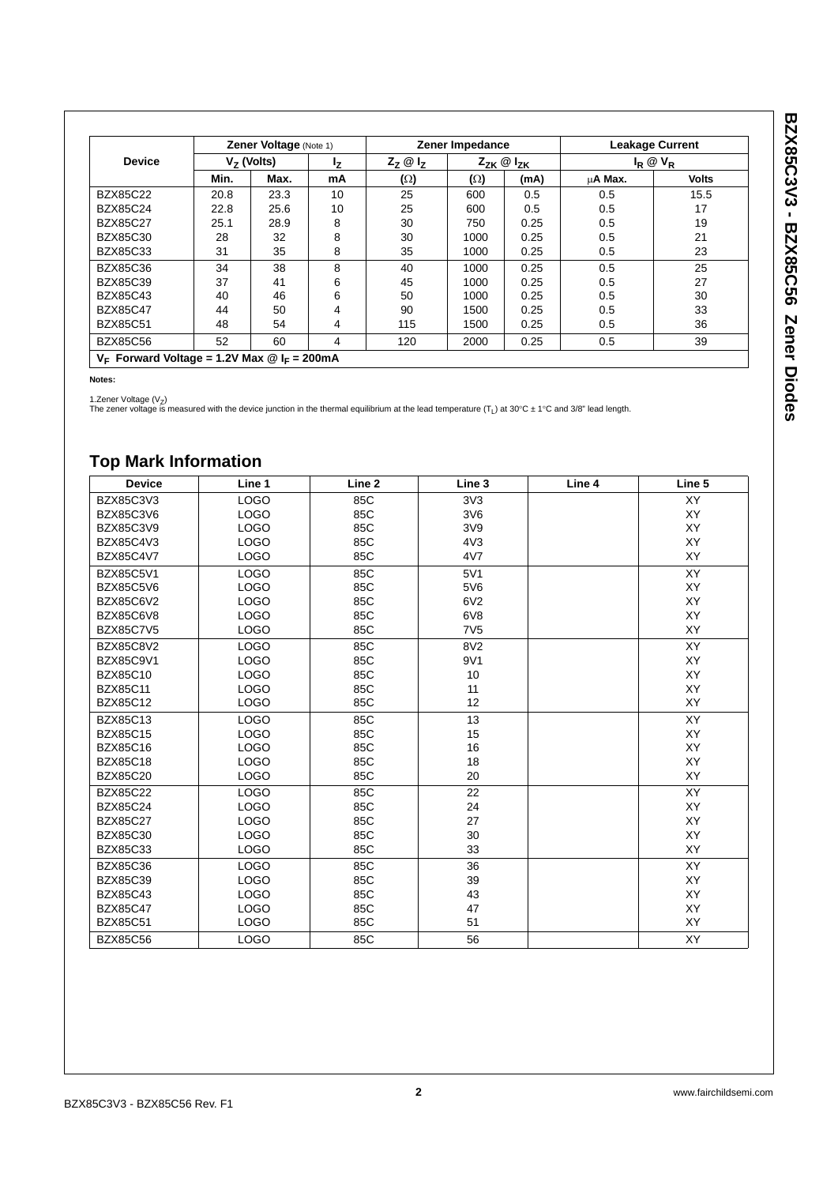| Device | Zener Voltage (Note 1) | | | Zener Impedance | | | Leakage Current | |
|---|---|---|---|---|---|---|---|---|
| | $V_Z$ (Volts) | | $I_Z$ | $Z_Z$ @ $I_Z$ | $Z_{ZK}$ @ $I_{ZK}$ | | $I_R$ @ $V_R$ | |
| | Min. | Max. | mA | (Ω) | (Ω) | (mA) | μA Max. | Volts |
| BZX85C22 | 20.8 | 23.3 | 10 | 25 | 600 | 0.5 | 0.5 | 15.5 |
| BZX85C24 | 22.8 | 25.6 | 10 | 25 | 600 | 0.5 | 0.5 | 17 |
| BZX85C27 | 25.1 | 28.9 | 8 | 30 | 750 | 0.25 | 0.5 | 19 |
| BZX85C30 | 28 | 32 | 8 | 30 | 1000 | 0.25 | 0.5 | 21 |
| BZX85C33 | 31 | 35 | 8 | 35 | 1000 | 0.25 | 0.5 | 23 |
| BZX85C36 | 34 | 38 | 8 | 40 | 1000 | 0.25 | 0.5 | 25 |
| BZX85C39 | 37 | 41 | 6 | 45 | 1000 | 0.25 | 0.5 | 27 |
| BZX85C43 | 40 | 46 | 6 | 50 | 1000 | 0.25 | 0.5 | 30 |
| BZX85C47 | 44 | 50 | 4 | 90 | 1500 | 0.25 | 0.5 | 33 |
| BZX85C51 | 48 | 54 | 4 | 115 | 1500 | 0.25 | 0.5 | 36 |
| BZX85C56 | 52 | 60 | 4 | 120 | 2000 | 0.25 | 0.5 | 39 |
| $V_F$ Forward Voltage = 1.2V Max @ $I_F$ = 200mA | | | | | | | | |

**Notes:**

1.Zener Voltage ($V_Z$)
The zener voltage is measured with the device junction in the thermal equilibrium at the lead temperature ($T_L$) at 30°C ± 1°C and 3/8" lead length.

## Top Mark Information

| Device | Line 1 | Line 2 | Line 3 | Line 4 | Line 5 |
|---|---|---|---|---|---|
| BZX85C3V3 | LOGO | 85C | 3V3 | | XY |
| BZX85C3V6 | LOGO | 85C | 3V6 | | XY |
| BZX85C3V9 | LOGO | 85C | 3V9 | | XY |
| BZX85C4V3 | LOGO | 85C | 4V3 | | XY |
| BZX85C4V7 | LOGO | 85C | 4V7 | | XY |
| BZX85C5V1 | LOGO | 85C | 5V1 | | XY |
| BZX85C5V6 | LOGO | 85C | 5V6 | | XY |
| BZX85C6V2 | LOGO | 85C | 6V2 | | XY |
| BZX85C6V8 | LOGO | 85C | 6V8 | | XY |
| BZX85C7V5 | LOGO | 85C | 7V5 | | XY |
| BZX85C8V2 | LOGO | 85C | 8V2 | | XY |
| BZX85C9V1 | LOGO | 85C | 9V1 | | XY |
| BZX85C10 | LOGO | 85C | 10 | | XY |
| BZX85C11 | LOGO | 85C | 11 | | XY |
| BZX85C12 | LOGO | 85C | 12 | | XY |
| BZX85C13 | LOGO | 85C | 13 | | XY |
| BZX85C15 | LOGO | 85C | 15 | | XY |
| BZX85C16 | LOGO | 85C | 16 | | XY |
| BZX85C18 | LOGO | 85C | 18 | | XY |
| BZX85C20 | LOGO | 85C | 20 | | XY |
| BZX85C22 | LOGO | 85C | 22 | | XY |
| BZX85C24 | LOGO | 85C | 24 | | XY |
| BZX85C27 | LOGO | 85C | 27 | | XY |
| BZX85C30 | LOGO | 85C | 30 | | XY |
| BZX85C33 | LOGO | 85C | 33 | | XY |
| BZX85C36 | LOGO | 85C | 36 | | XY |
| BZX85C39 | LOGO | 85C | 39 | | XY |
| BZX85C43 | LOGO | 85C | 43 | | XY |
| BZX85C47 | LOGO | 85C | 47 | | XY |
| BZX85C51 | LOGO | 85C | 51 | | XY |
| BZX85C56 | LOGO | 85C | 56 | | XY |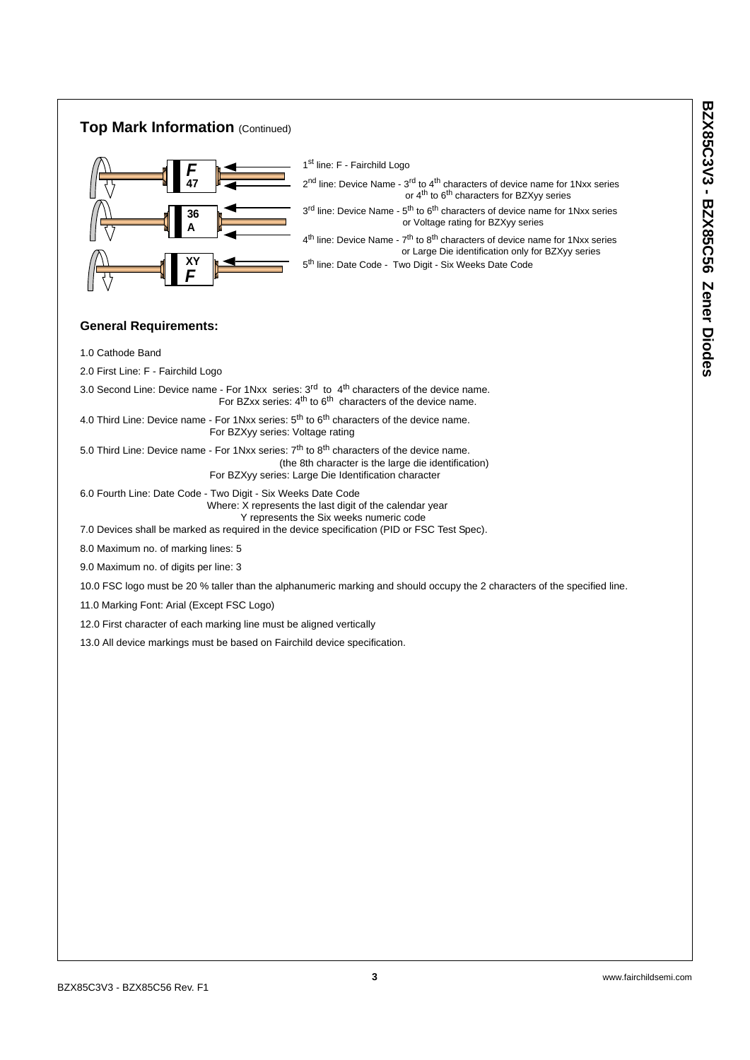## Top Mark Information (Continued)

1st line: F - Fairchild Logo

2nd line: Device Name - 3rd to 4th characters of device name for 1Nxx series or 4th to 6th characters for BZXyy series

3rd line: Device Name - 5th to 6th characters of device name for 1Nxx series or Voltage rating for BZXyy series

4th line: Device Name - 7th to 8th characters of device name for 1Nxx series or Large Die identification only for BZXyy series

5th line: Date Code - Two Digit - Six Weeks Date Code

### General Requirements:

1.0 Cathode Band

2.0 First Line: F - Fairchild Logo

3.0 Second Line: Device name - For 1Nxx series: 3rd to 4th characters of the device name.
For BZxx series: 4th to 6th characters of the device name.

4.0 Third Line: Device name - For 1Nxx series: 5th to 6th characters of the device name.
For BZXyy series: Voltage rating

5.0 Third Line: Device name - For 1Nxx series: 7th to 8th characters of the device name.
(the 8th character is the large die identification)
For BZXyy series: Large Die Identification character

6.0 Fourth Line: Date Code - Two Digit - Six Weeks Date Code
Where: X represents the last digit of the calendar year
Y represents the Six weeks numeric code

7.0 Devices shall be marked as required in the device specification (PID or FSC Test Spec).

8.0 Maximum no. of marking lines: 5

9.0 Maximum no. of digits per line: 3

10.0 FSC logo must be 20 % taller than the alphanumeric marking and should occupy the 2 characters of the specified line.

11.0 Marking Font: Arial (Except FSC Logo)

12.0 First character of each marking line must be aligned vertically

13.0 All device markings must be based on Fairchild device specification.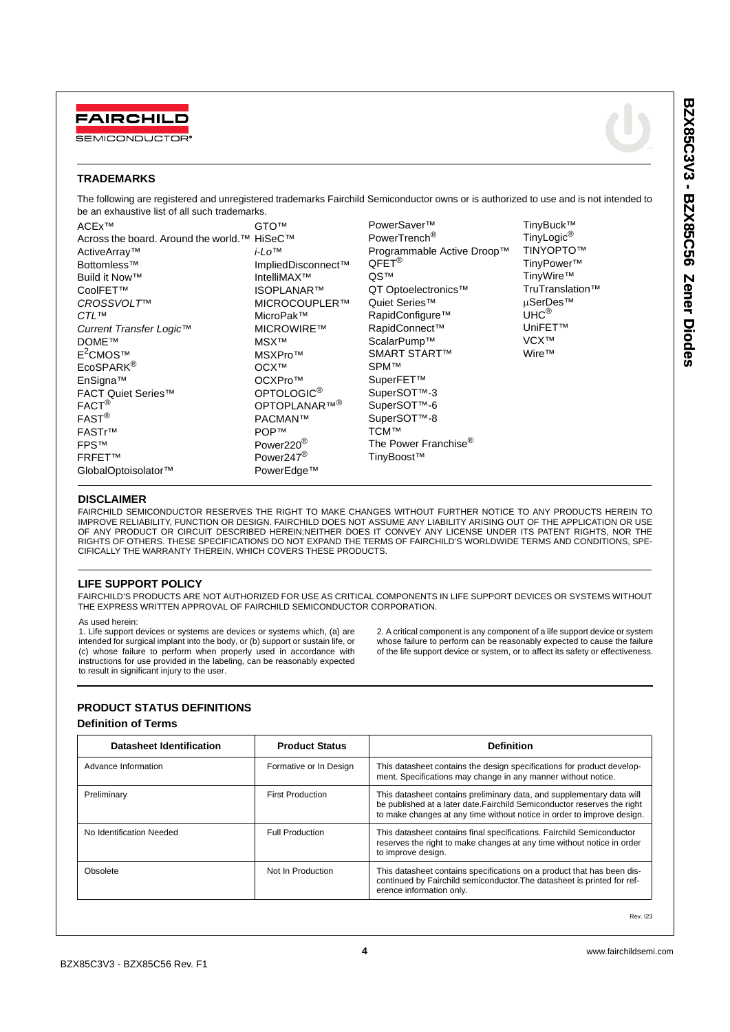## TRADEMARKS

The following are registered and unregistered trademarks Fairchild Semiconductor owns or is authorized to use and is not intended to be an exhaustive list of all such trademarks.

ACEx™
Across the board. Around the world.™
ActiveArray™
Bottomless™
Build it Now™
CoolFET™
*CROSSVOLT*™
*CTL*™
*Current Transfer Logic*™
DOME™
$E^2$CMOS™
EcoSPARK®
EnSigna™
FACT Quiet Series™
FACT®
FAST®
FASTr™
FPS™
FRFET™
GlobalOptoisolator™
GTO™
HiSeC™
*i-Lo*™
ImpliedDisconnect™
IntelliMAX™
ISOPLANAR™
MICROCOUPLER™
MicroPak™
MICROWIRE™
MSX™
MSXPro™
OCX™
OCXPro™
OPTOLOGIC®
OPTOPLANAR™®
PACMAN™
POP™
Power220®
Power247®
PowerEdge™
PowerSaver™
PowerTrench®
Programmable Active Droop™
QFET®
QS™
QT Optoelectronics™
Quiet Series™
RapidConfigure™
RapidConnect™
ScalarPump™
SMART START™
SPM™
SuperFET™
SuperSOT™-3
SuperSOT™-6
SuperSOT™-8
TCM™
The Power Franchise®
TinyBoost™
TinyBuck™
TinyLogic®
TINYOPTO™
TinyPower™
TinyWire™
TruTranslation™
μSerDes™
UHC®
UniFET™
VCX™
Wire™

## DISCLAIMER

FAIRCHILD SEMICONDUCTOR RESERVES THE RIGHT TO MAKE CHANGES WITHOUT FURTHER NOTICE TO ANY PRODUCTS HEREIN TO IMPROVE RELIABILITY, FUNCTION OR DESIGN. FAIRCHILD DOES NOT ASSUME ANY LIABILITY ARISING OUT OF THE APPLICATION OR USE OF ANY PRODUCT OR CIRCUIT DESCRIBED HEREIN;NEITHER DOES IT CONVEY ANY LICENSE UNDER ITS PATENT RIGHTS, NOR THE RIGHTS OF OTHERS. THESE SPECIFICATIONS DO NOT EXPAND THE TERMS OF FAIRCHILD'S WORLDWIDE TERMS AND CONDITIONS, SPECIFICALLY THE WARRANTY THEREIN, WHICH COVERS THESE PRODUCTS.

## LIFE SUPPORT POLICY

FAIRCHILD'S PRODUCTS ARE NOT AUTHORIZED FOR USE AS CRITICAL COMPONENTS IN LIFE SUPPORT DEVICES OR SYSTEMS WITHOUT THE EXPRESS WRITTEN APPROVAL OF FAIRCHILD SEMICONDUCTOR CORPORATION.

As used herein:

1. Life support devices or systems are devices or systems which, (a) are intended for surgical implant into the body, or (b) support or sustain life, or (c) whose failure to perform when properly used in accordance with instructions for use provided in the labeling, can be reasonably expected to result in significant injury to the user.

2. A critical component is any component of a life support device or system whose failure to perform can be reasonably expected to cause the failure of the life support device or system, or to affect its safety or effectiveness.

## PRODUCT STATUS DEFINITIONS

### Definition of Terms

| Datasheet Identification | Product Status | Definition |
|---|---|---|
| Advance Information | Formative or In Design | This datasheet contains the design specifications for product development. Specifications may change in any manner without notice. |
| Preliminary | First Production | This datasheet contains preliminary data, and supplementary data will be published at a later date.Fairchild Semiconductor reserves the right to make changes at any time without notice in order to improve design. |
| No Identification Needed | Full Production | This datasheet contains final specifications. Fairchild Semiconductor reserves the right to make changes at any time without notice in order to improve design. |
| Obsolete | Not In Production | This datasheet contains specifications on a product that has been discontinued by Fairchild semiconductor.The datasheet is printed for reference information only. |

Rev. I23